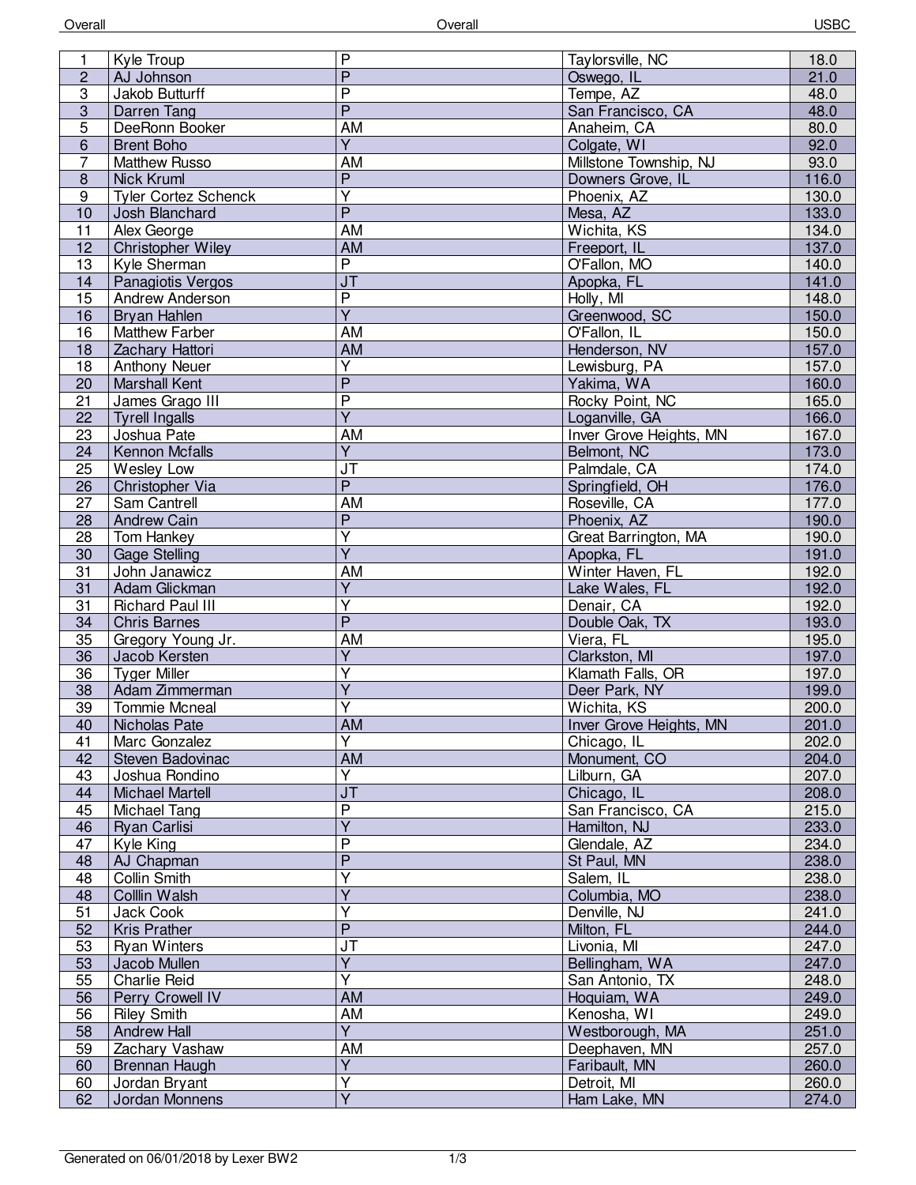| Overall | | | | USBC |
|---|---|---|---|---|
| 1 | Kyle Troup | P | Taylorsville, NC | 18.0 |
| 2 | AJ Johnson | P | Oswego, IL | 21.0 |
| 3 | Jakob Butturff | P | Tempe, AZ | 48.0 |
| 3 | Darren Tang | P | San Francisco, CA | 48.0 |
| 5 | DeeRonn Booker | AM | Anaheim, CA | 80.0 |
| 6 | Brent Boho | Y | Colgate, WI | 92.0 |
| 7 | Matthew Russo | AM | Millstone Township, NJ | 93.0 |
| 8 | Nick Kruml | P | Downers Grove, IL | 116.0 |
| 9 | Tyler Cortez Schenck | Y | Phoenix, AZ | 130.0 |
| 10 | Josh Blanchard | P | Mesa, AZ | 133.0 |
| 11 | Alex George | AM | Wichita, KS | 134.0 |
| 12 | Christopher Wiley | AM | Freeport, IL | 137.0 |
| 13 | Kyle Sherman | P | O'Fallon, MO | 140.0 |
| 14 | Panagiotis Vergos | JT | Apopka, FL | 141.0 |
| 15 | Andrew Anderson | P | Holly, MI | 148.0 |
| 16 | Bryan Hahlen | Y | Greenwood, SC | 150.0 |
| 16 | Matthew Farber | AM | O'Fallon, IL | 150.0 |
| 18 | Zachary Hattori | AM | Henderson, NV | 157.0 |
| 18 | Anthony Neuer | Y | Lewisburg, PA | 157.0 |
| 20 | Marshall Kent | P | Yakima, WA | 160.0 |
| 21 | James Grago III | P | Rocky Point, NC | 165.0 |
| 22 | Tyrell Ingalls | Y | Loganville, GA | 166.0 |
| 23 | Joshua Pate | AM | Inver Grove Heights, MN | 167.0 |
| 24 | Kennon Mcfalls | Y | Belmont, NC | 173.0 |
| 25 | Wesley Low | JT | Palmdale, CA | 174.0 |
| 26 | Christopher Via | P | Springfield, OH | 176.0 |
| 27 | Sam Cantrell | AM | Roseville, CA | 177.0 |
| 28 | Andrew Cain | P | Phoenix, AZ | 190.0 |
| 28 | Tom Hankey | Y | Great Barrington, MA | 190.0 |
| 30 | Gage Stelling | Y | Apopka, FL | 191.0 |
| 31 | John Janawicz | AM | Winter Haven, FL | 192.0 |
| 31 | Adam Glickman | Y | Lake Wales, FL | 192.0 |
| 31 | Richard Paul III | Y | Denair, CA | 192.0 |
| 34 | Chris Barnes | P | Double Oak, TX | 193.0 |
| 35 | Gregory Young Jr. | AM | Viera, FL | 195.0 |
| 36 | Jacob Kersten | Y | Clarkston, MI | 197.0 |
| 36 | Tyger Miller | Y | Klamath Falls, OR | 197.0 |
| 38 | Adam Zimmerman | Y | Deer Park, NY | 199.0 |
| 39 | Tommie Mcneal | Y | Wichita, KS | 200.0 |
| 40 | Nicholas Pate | AM | Inver Grove Heights, MN | 201.0 |
| 41 | Marc Gonzalez | Y | Chicago, IL | 202.0 |
| 42 | Steven Badovinac | AM | Monument, CO | 204.0 |
| 43 | Joshua Rondino | Y | Lilburn, GA | 207.0 |
| 44 | Michael Martell | JT | Chicago, IL | 208.0 |
| 45 | Michael Tang | P | San Francisco, CA | 215.0 |
| 46 | Ryan Carlisi | Y | Hamilton, NJ | 233.0 |
| 47 | Kyle King | P | Glendale, AZ | 234.0 |
| 48 | AJ Chapman | P | St Paul, MN | 238.0 |
| 48 | Collin Smith | Y | Salem, IL | 238.0 |
| 48 | Colllin Walsh | Y | Columbia, MO | 238.0 |
| 51 | Jack Cook | Y | Denville, NJ | 241.0 |
| 52 | Kris Prather | P | Milton, FL | 244.0 |
| 53 | Ryan Winters | JT | Livonia, MI | 247.0 |
| 53 | Jacob Mullen | Y | Bellingham, WA | 247.0 |
| 55 | Charlie Reid | Y | San Antonio, TX | 248.0 |
| 56 | Perry Crowell IV | AM | Hoquiam, WA | 249.0 |
| 56 | Riley Smith | AM | Kenosha, WI | 249.0 |
| 58 | Andrew Hall | Y | Westborough, MA | 251.0 |
| 59 | Zachary Vashaw | AM | Deephaven, MN | 257.0 |
| 60 | Brennan Haugh | Y | Faribault, MN | 260.0 |
| 60 | Jordan Bryant | Y | Detroit, MI | 260.0 |
| 62 | Jordan Monnens | Y | Ham Lake, MN | 274.0 |

Generated on 06/01/2018 by Lexer BW2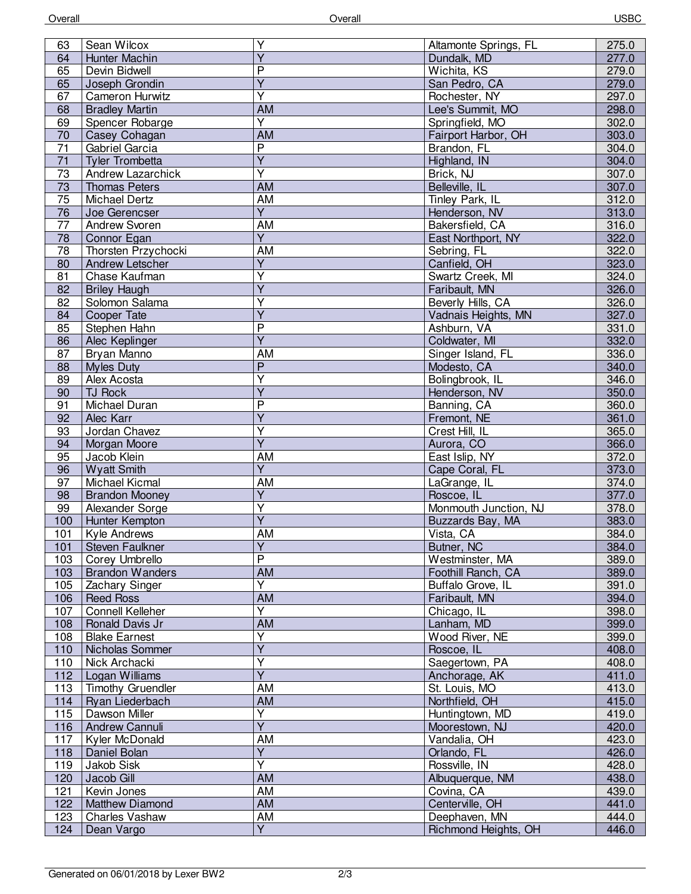| Overall | | Overall | | USBC |
|---|---|---|---|---|
| 63 | Sean Wilcox | Y | Altamonte Springs, FL | 275.0 |
| 64 | Hunter Machin | Y | Dundalk, MD | 277.0 |
| 65 | Devin Bidwell | P | Wichita, KS | 279.0 |
| 65 | Joseph Grondin | Y | San Pedro, CA | 279.0 |
| 67 | Cameron Hurwitz | Y | Rochester, NY | 297.0 |
| 68 | Bradley Martin | AM | Lee's Summit, MO | 298.0 |
| 69 | Spencer Robarge | Y | Springfield, MO | 302.0 |
| 70 | Casey Cohagan | AM | Fairport Harbor, OH | 303.0 |
| 71 | Gabriel Garcia | P | Brandon, FL | 304.0 |
| 71 | Tyler Trombetta | Y | Highland, IN | 304.0 |
| 73 | Andrew Lazarchick | Y | Brick, NJ | 307.0 |
| 73 | Thomas Peters | AM | Belleville, IL | 307.0 |
| 75 | Michael Dertz | AM | Tinley Park, IL | 312.0 |
| 76 | Joe Gerencser | Y | Henderson, NV | 313.0 |
| 77 | Andrew Svoren | AM | Bakersfield, CA | 316.0 |
| 78 | Connor Egan | Y | East Northport, NY | 322.0 |
| 78 | Thorsten Przychocki | AM | Sebring, FL | 322.0 |
| 80 | Andrew Letscher | Y | Canfield, OH | 323.0 |
| 81 | Chase Kaufman | Y | Swartz Creek, MI | 324.0 |
| 82 | Briley Haugh | Y | Faribault, MN | 326.0 |
| 82 | Solomon Salama | Y | Beverly Hills, CA | 326.0 |
| 84 | Cooper Tate | Y | Vadnais Heights, MN | 327.0 |
| 85 | Stephen Hahn | P | Ashburn, VA | 331.0 |
| 86 | Alec Keplinger | Y | Coldwater, MI | 332.0 |
| 87 | Bryan Manno | AM | Singer Island, FL | 336.0 |
| 88 | Myles Duty | P | Modesto, CA | 340.0 |
| 89 | Alex Acosta | Y | Bolingbrook, IL | 346.0 |
| 90 | TJ Rock | Y | Henderson, NV | 350.0 |
| 91 | Michael Duran | P | Banning, CA | 360.0 |
| 92 | Alec Karr | Y | Fremont, NE | 361.0 |
| 93 | Jordan Chavez | Y | Crest Hill, IL | 365.0 |
| 94 | Morgan Moore | Y | Aurora, CO | 366.0 |
| 95 | Jacob Klein | AM | East Islip, NY | 372.0 |
| 96 | Wyatt Smith | Y | Cape Coral, FL | 373.0 |
| 97 | Michael Kicmal | AM | LaGrange, IL | 374.0 |
| 98 | Brandon Mooney | Y | Roscoe, IL | 377.0 |
| 99 | Alexander Sorge | Y | Monmouth Junction, NJ | 378.0 |
| 100 | Hunter Kempton | Y | Buzzards Bay, MA | 383.0 |
| 101 | Kyle Andrews | AM | Vista, CA | 384.0 |
| 101 | Steven Faulkner | Y | Butner, NC | 384.0 |
| 103 | Corey Umbrello | P | Westminster, MA | 389.0 |
| 103 | Brandon Wanders | AM | Foothill Ranch, CA | 389.0 |
| 105 | Zachary Singer | Y | Buffalo Grove, IL | 391.0 |
| 106 | Reed Ross | AM | Faribault, MN | 394.0 |
| 107 | Connell Kelleher | Y | Chicago, IL | 398.0 |
| 108 | Ronald Davis Jr | AM | Lanham, MD | 399.0 |
| 108 | Blake Earnest | Y | Wood River, NE | 399.0 |
| 110 | Nicholas Sommer | Y | Roscoe, IL | 408.0 |
| 110 | Nick Archacki | Y | Saegertown, PA | 408.0 |
| 112 | Logan Williams | Y | Anchorage, AK | 411.0 |
| 113 | Timothy Gruendler | AM | St. Louis, MO | 413.0 |
| 114 | Ryan Liederbach | AM | Northfield, OH | 415.0 |
| 115 | Dawson Miller | Y | Huntingtown, MD | 419.0 |
| 116 | Andrew Cannuli | Y | Moorestown, NJ | 420.0 |
| 117 | Kyler McDonald | AM | Vandalia, OH | 423.0 |
| 118 | Daniel Bolan | Y | Orlando, FL | 426.0 |
| 119 | Jakob Sisk | Y | Rossville, IN | 428.0 |
| 120 | Jacob Gill | AM | Albuquerque, NM | 438.0 |
| 121 | Kevin Jones | AM | Covina, CA | 439.0 |
| 122 | Matthew Diamond | AM | Centerville, OH | 441.0 |
| 123 | Charles Vashaw | AM | Deephaven, MN | 444.0 |
| 124 | Dean Vargo | Y | Richmond Heights, OH | 446.0 |

Generated on 06/01/2018 by Lexer BW2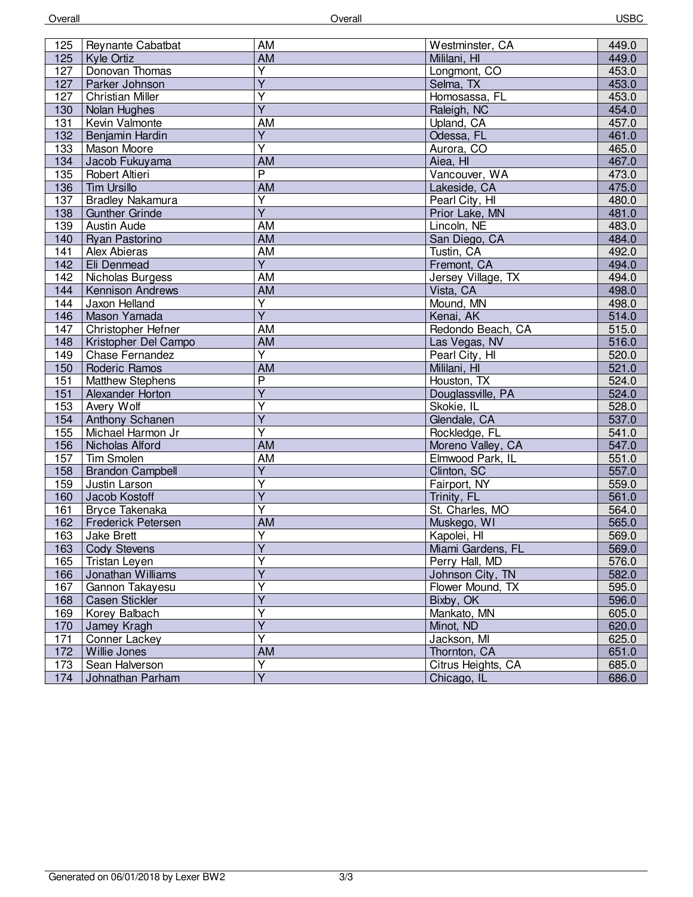| | | | | |
|---|---|---|---|---|
| 125 | Reynante Cabatbat | AM | Westminster, CA | 449.0 |
| 125 | Kyle Ortiz | AM | Mililani, HI | 449.0 |
| 127 | Donovan Thomas | Y | Longmont, CO | 453.0 |
| 127 | Parker Johnson | Y | Selma, TX | 453.0 |
| 127 | Christian Miller | Y | Homosassa, FL | 453.0 |
| 130 | Nolan Hughes | Y | Raleigh, NC | 454.0 |
| 131 | Kevin Valmonte | AM | Upland, CA | 457.0 |
| 132 | Benjamin Hardin | Y | Odessa, FL | 461.0 |
| 133 | Mason Moore | Y | Aurora, CO | 465.0 |
| 134 | Jacob Fukuyama | AM | Aiea, HI | 467.0 |
| 135 | Robert Altieri | P | Vancouver, WA | 473.0 |
| 136 | Tim Ursillo | AM | Lakeside, CA | 475.0 |
| 137 | Bradley Nakamura | Y | Pearl City, HI | 480.0 |
| 138 | Gunther Grinde | Y | Prior Lake, MN | 481.0 |
| 139 | Austin Aude | AM | Lincoln, NE | 483.0 |
| 140 | Ryan Pastorino | AM | San Diego, CA | 484.0 |
| 141 | Alex Abieras | AM | Tustin, CA | 492.0 |
| 142 | Eli Denmead | Y | Fremont, CA | 494.0 |
| 142 | Nicholas Burgess | AM | Jersey Village, TX | 494.0 |
| 144 | Kennison Andrews | AM | Vista, CA | 498.0 |
| 144 | Jaxon Helland | Y | Mound, MN | 498.0 |
| 146 | Mason Yamada | Y | Kenai, AK | 514.0 |
| 147 | Christopher Hefner | AM | Redondo Beach, CA | 515.0 |
| 148 | Kristopher Del Campo | AM | Las Vegas, NV | 516.0 |
| 149 | Chase Fernandez | Y | Pearl City, HI | 520.0 |
| 150 | Roderic Ramos | AM | Mililani, HI | 521.0 |
| 151 | Matthew Stephens | P | Houston, TX | 524.0 |
| 151 | Alexander Horton | Y | Douglassville, PA | 524.0 |
| 153 | Avery Wolf | Y | Skokie, IL | 528.0 |
| 154 | Anthony Schanen | Y | Glendale, CA | 537.0 |
| 155 | Michael Harmon Jr | Y | Rockledge, FL | 541.0 |
| 156 | Nicholas Alford | AM | Moreno Valley, CA | 547.0 |
| 157 | Tim Smolen | AM | Elmwood Park, IL | 551.0 |
| 158 | Brandon Campbell | Y | Clinton, SC | 557.0 |
| 159 | Justin Larson | Y | Fairport, NY | 559.0 |
| 160 | Jacob Kostoff | Y | Trinity, FL | 561.0 |
| 161 | Bryce Takenaka | Y | St. Charles, MO | 564.0 |
| 162 | Frederick Petersen | AM | Muskego, WI | 565.0 |
| 163 | Jake Brett | Y | Kapolei, HI | 569.0 |
| 163 | Cody Stevens | Y | Miami Gardens, FL | 569.0 |
| 165 | Tristan Leyen | Y | Perry Hall, MD | 576.0 |
| 166 | Jonathan Williams | Y | Johnson City, TN | 582.0 |
| 167 | Gannon Takayesu | Y | Flower Mound, TX | 595.0 |
| 168 | Casen Stickler | Y | Bixby, OK | 596.0 |
| 169 | Korey Balbach | Y | Mankato, MN | 605.0 |
| 170 | Jamey Kragh | Y | Minot, ND | 620.0 |
| 171 | Conner Lackey | Y | Jackson, MI | 625.0 |
| 172 | Willie Jones | AM | Thornton, CA | 651.0 |
| 173 | Sean Halverson | Y | Citrus Heights, CA | 685.0 |
| 174 | Johnathan Parham | Y | Chicago, IL | 686.0 |

Generated on 06/01/2018 by Lexer BW2